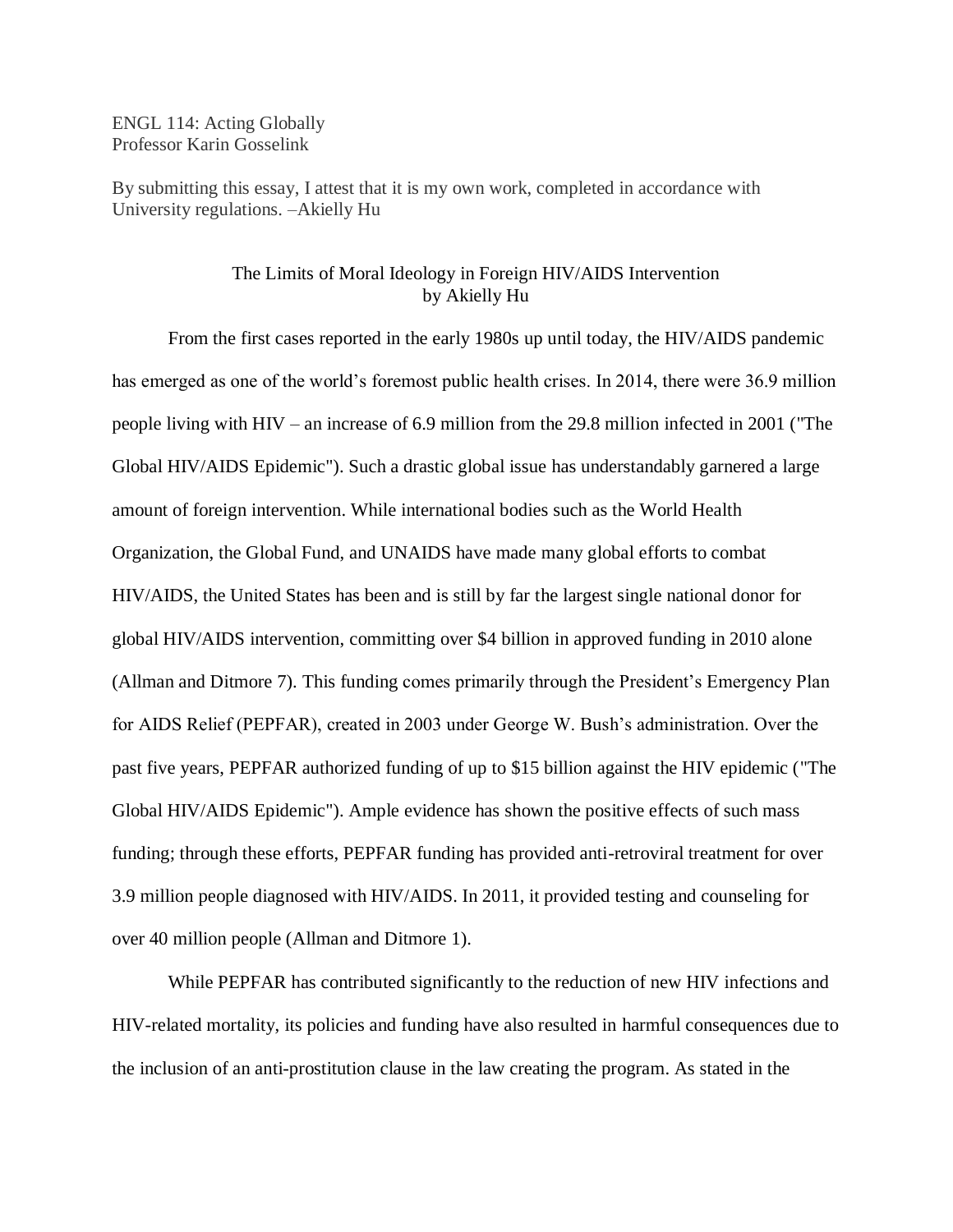ENGL 114: Acting Globally
Professor Karin Gosselink

By submitting this essay, I attest that it is my own work, completed in accordance with University regulations. –Akielly Hu

# The Limits of Moral Ideology in Foreign HIV/AIDS Intervention
by Akielly Hu

From the first cases reported in the early 1980s up until today, the HIV/AIDS pandemic has emerged as one of the world's foremost public health crises. In 2014, there were 36.9 million people living with HIV – an increase of 6.9 million from the 29.8 million infected in 2001 ("The Global HIV/AIDS Epidemic"). Such a drastic global issue has understandably garnered a large amount of foreign intervention. While international bodies such as the World Health Organization, the Global Fund, and UNAIDS have made many global efforts to combat HIV/AIDS, the United States has been and is still by far the largest single national donor for global HIV/AIDS intervention, committing over $4 billion in approved funding in 2010 alone (Allman and Ditmore 7). This funding comes primarily through the President's Emergency Plan for AIDS Relief (PEPFAR), created in 2003 under George W. Bush's administration. Over the past five years, PEPFAR authorized funding of up to $15 billion against the HIV epidemic ("The Global HIV/AIDS Epidemic"). Ample evidence has shown the positive effects of such mass funding; through these efforts, PEPFAR funding has provided anti-retroviral treatment for over 3.9 million people diagnosed with HIV/AIDS. In 2011, it provided testing and counseling for over 40 million people (Allman and Ditmore 1).

While PEPFAR has contributed significantly to the reduction of new HIV infections and HIV-related mortality, its policies and funding have also resulted in harmful consequences due to the inclusion of an anti-prostitution clause in the law creating the program. As stated in the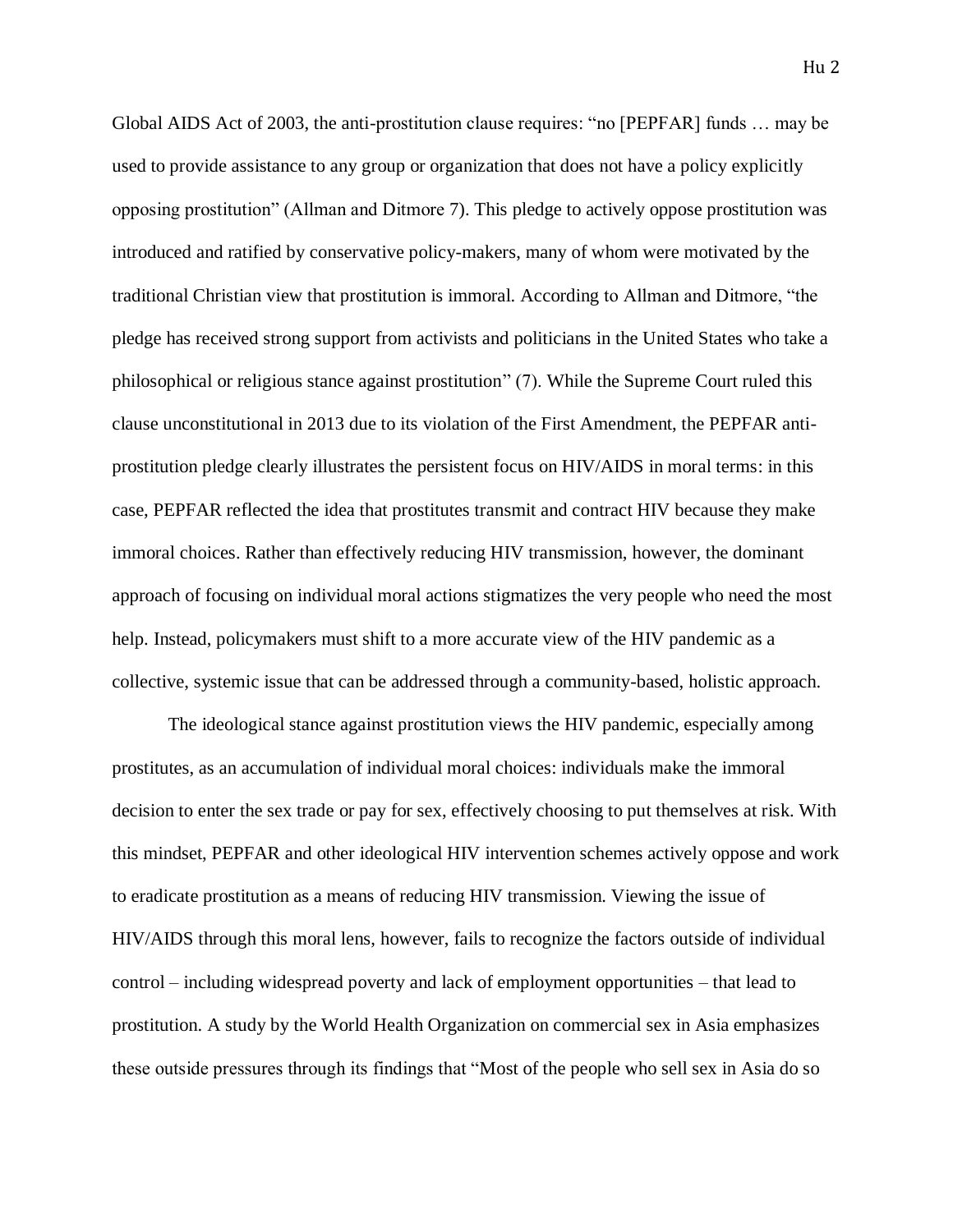Global AIDS Act of 2003, the anti-prostitution clause requires: "no [PEPFAR] funds … may be used to provide assistance to any group or organization that does not have a policy explicitly opposing prostitution" (Allman and Ditmore 7). This pledge to actively oppose prostitution was introduced and ratified by conservative policy-makers, many of whom were motivated by the traditional Christian view that prostitution is immoral. According to Allman and Ditmore, "the pledge has received strong support from activists and politicians in the United States who take a philosophical or religious stance against prostitution" (7). While the Supreme Court ruled this clause unconstitutional in 2013 due to its violation of the First Amendment, the PEPFAR anti-prostitution pledge clearly illustrates the persistent focus on HIV/AIDS in moral terms: in this case, PEPFAR reflected the idea that prostitutes transmit and contract HIV because they make immoral choices. Rather than effectively reducing HIV transmission, however, the dominant approach of focusing on individual moral actions stigmatizes the very people who need the most help. Instead, policymakers must shift to a more accurate view of the HIV pandemic as a collective, systemic issue that can be addressed through a community-based, holistic approach.

The ideological stance against prostitution views the HIV pandemic, especially among prostitutes, as an accumulation of individual moral choices: individuals make the immoral decision to enter the sex trade or pay for sex, effectively choosing to put themselves at risk. With this mindset, PEPFAR and other ideological HIV intervention schemes actively oppose and work to eradicate prostitution as a means of reducing HIV transmission. Viewing the issue of HIV/AIDS through this moral lens, however, fails to recognize the factors outside of individual control – including widespread poverty and lack of employment opportunities – that lead to prostitution. A study by the World Health Organization on commercial sex in Asia emphasizes these outside pressures through its findings that "Most of the people who sell sex in Asia do so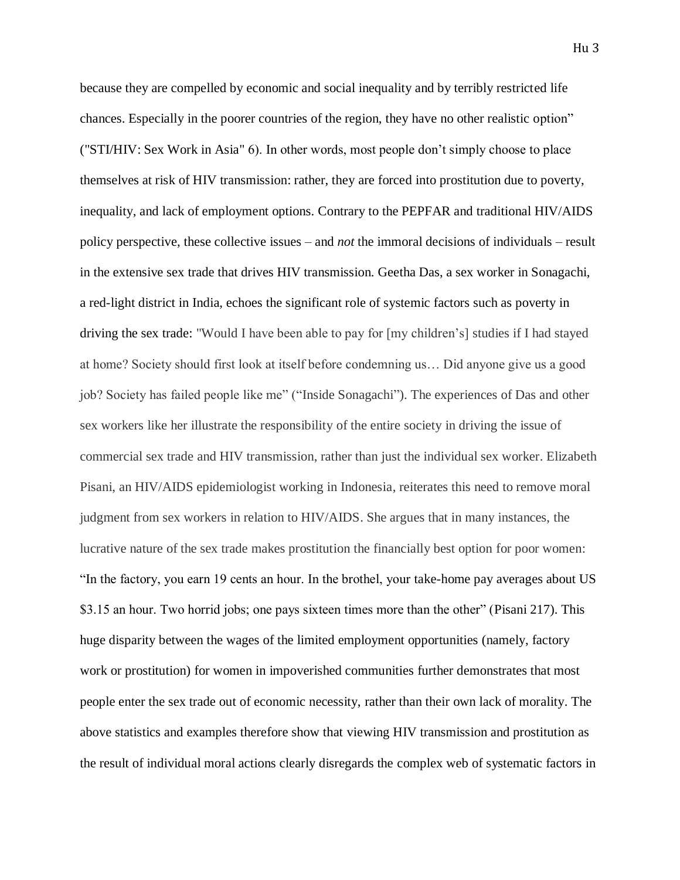because they are compelled by economic and social inequality and by terribly restricted life chances. Especially in the poorer countries of the region, they have no other realistic option" ("STI/HIV: Sex Work in Asia" 6). In other words, most people don't simply choose to place themselves at risk of HIV transmission: rather, they are forced into prostitution due to poverty, inequality, and lack of employment options. Contrary to the PEPFAR and traditional HIV/AIDS policy perspective, these collective issues – and *not* the immoral decisions of individuals – result in the extensive sex trade that drives HIV transmission. Geetha Das, a sex worker in Sonagachi, a red-light district in India, echoes the significant role of systemic factors such as poverty in driving the sex trade: "Would I have been able to pay for [my children's] studies if I had stayed at home? Society should first look at itself before condemning us… Did anyone give us a good job? Society has failed people like me" ("Inside Sonagachi"). The experiences of Das and other sex workers like her illustrate the responsibility of the entire society in driving the issue of commercial sex trade and HIV transmission, rather than just the individual sex worker. Elizabeth Pisani, an HIV/AIDS epidemiologist working in Indonesia, reiterates this need to remove moral judgment from sex workers in relation to HIV/AIDS. She argues that in many instances, the lucrative nature of the sex trade makes prostitution the financially best option for poor women: "In the factory, you earn 19 cents an hour. In the brothel, your take-home pay averages about US $3.15 an hour. Two horrid jobs; one pays sixteen times more than the other" (Pisani 217). This huge disparity between the wages of the limited employment opportunities (namely, factory work or prostitution) for women in impoverished communities further demonstrates that most people enter the sex trade out of economic necessity, rather than their own lack of morality. The above statistics and examples therefore show that viewing HIV transmission and prostitution as the result of individual moral actions clearly disregards the complex web of systematic factors in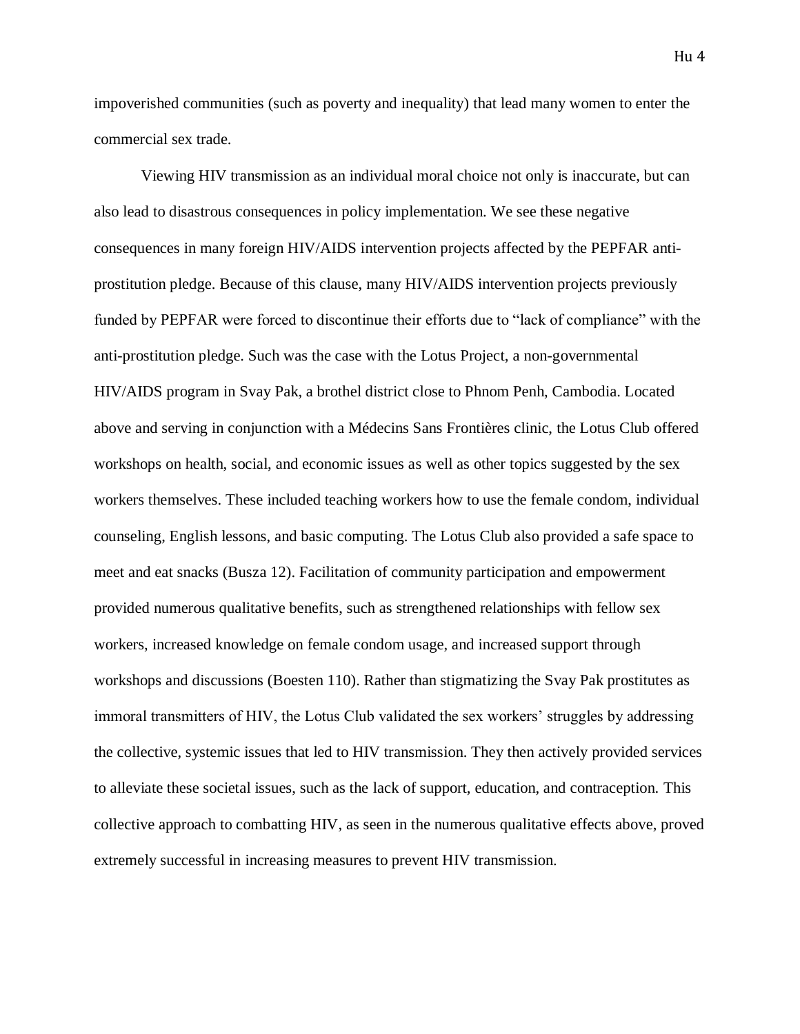impoverished communities (such as poverty and inequality) that lead many women to enter the commercial sex trade.

Viewing HIV transmission as an individual moral choice not only is inaccurate, but can also lead to disastrous consequences in policy implementation. We see these negative consequences in many foreign HIV/AIDS intervention projects affected by the PEPFAR anti-prostitution pledge. Because of this clause, many HIV/AIDS intervention projects previously funded by PEPFAR were forced to discontinue their efforts due to "lack of compliance" with the anti-prostitution pledge. Such was the case with the Lotus Project, a non-governmental HIV/AIDS program in Svay Pak, a brothel district close to Phnom Penh, Cambodia. Located above and serving in conjunction with a Médecins Sans Frontières clinic, the Lotus Club offered workshops on health, social, and economic issues as well as other topics suggested by the sex workers themselves. These included teaching workers how to use the female condom, individual counseling, English lessons, and basic computing. The Lotus Club also provided a safe space to meet and eat snacks (Busza 12). Facilitation of community participation and empowerment provided numerous qualitative benefits, such as strengthened relationships with fellow sex workers, increased knowledge on female condom usage, and increased support through workshops and discussions (Boesten 110). Rather than stigmatizing the Svay Pak prostitutes as immoral transmitters of HIV, the Lotus Club validated the sex workers' struggles by addressing the collective, systemic issues that led to HIV transmission. They then actively provided services to alleviate these societal issues, such as the lack of support, education, and contraception. This collective approach to combatting HIV, as seen in the numerous qualitative effects above, proved extremely successful in increasing measures to prevent HIV transmission.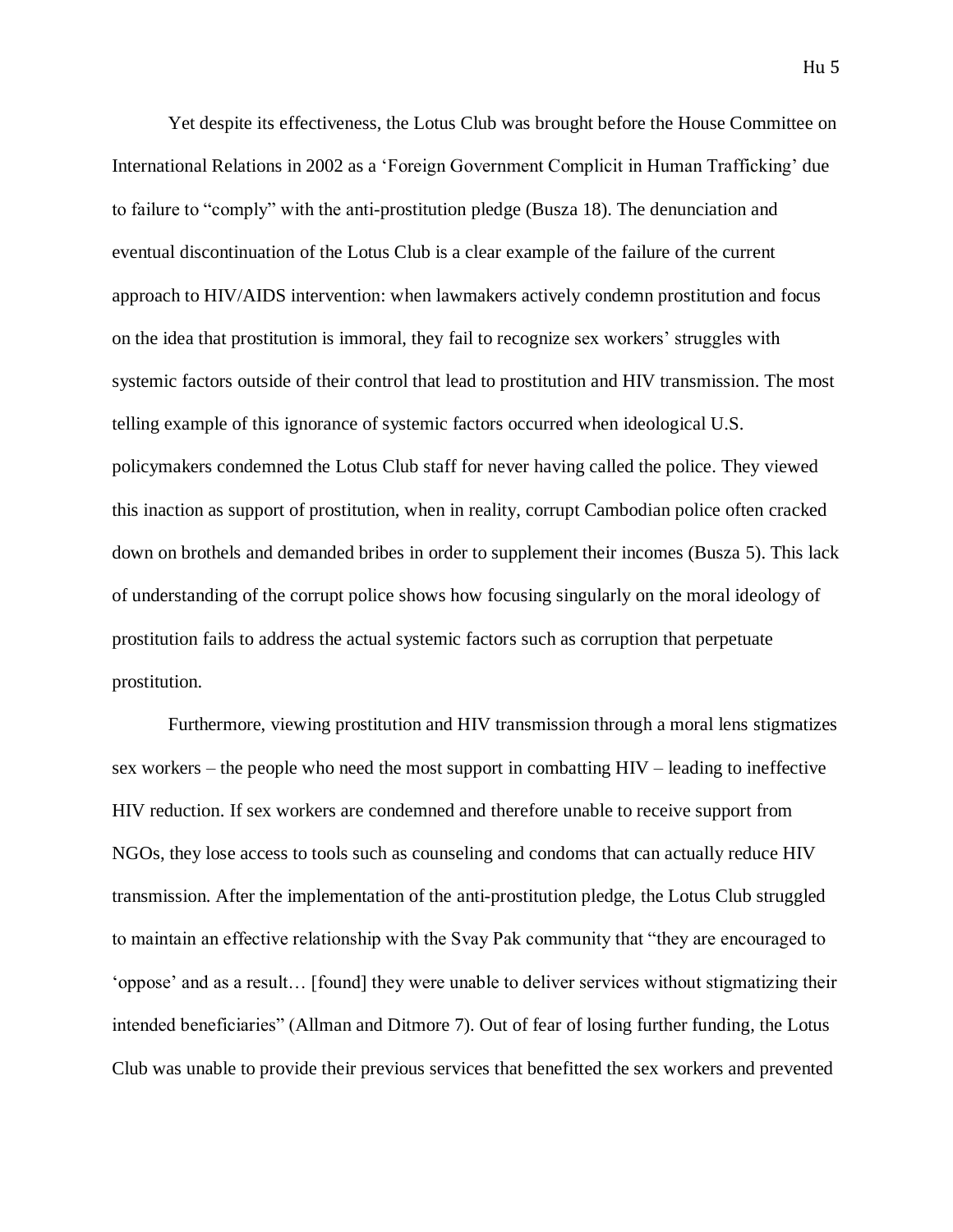Yet despite its effectiveness, the Lotus Club was brought before the House Committee on International Relations in 2002 as a 'Foreign Government Complicit in Human Trafficking' due to failure to "comply" with the anti-prostitution pledge (Busza 18). The denunciation and eventual discontinuation of the Lotus Club is a clear example of the failure of the current approach to HIV/AIDS intervention: when lawmakers actively condemn prostitution and focus on the idea that prostitution is immoral, they fail to recognize sex workers' struggles with systemic factors outside of their control that lead to prostitution and HIV transmission. The most telling example of this ignorance of systemic factors occurred when ideological U.S. policymakers condemned the Lotus Club staff for never having called the police. They viewed this inaction as support of prostitution, when in reality, corrupt Cambodian police often cracked down on brothels and demanded bribes in order to supplement their incomes (Busza 5). This lack of understanding of the corrupt police shows how focusing singularly on the moral ideology of prostitution fails to address the actual systemic factors such as corruption that perpetuate prostitution.

Furthermore, viewing prostitution and HIV transmission through a moral lens stigmatizes sex workers – the people who need the most support in combatting HIV – leading to ineffective HIV reduction. If sex workers are condemned and therefore unable to receive support from NGOs, they lose access to tools such as counseling and condoms that can actually reduce HIV transmission. After the implementation of the anti-prostitution pledge, the Lotus Club struggled to maintain an effective relationship with the Svay Pak community that "they are encouraged to 'oppose' and as a result… [found] they were unable to deliver services without stigmatizing their intended beneficiaries" (Allman and Ditmore 7). Out of fear of losing further funding, the Lotus Club was unable to provide their previous services that benefitted the sex workers and prevented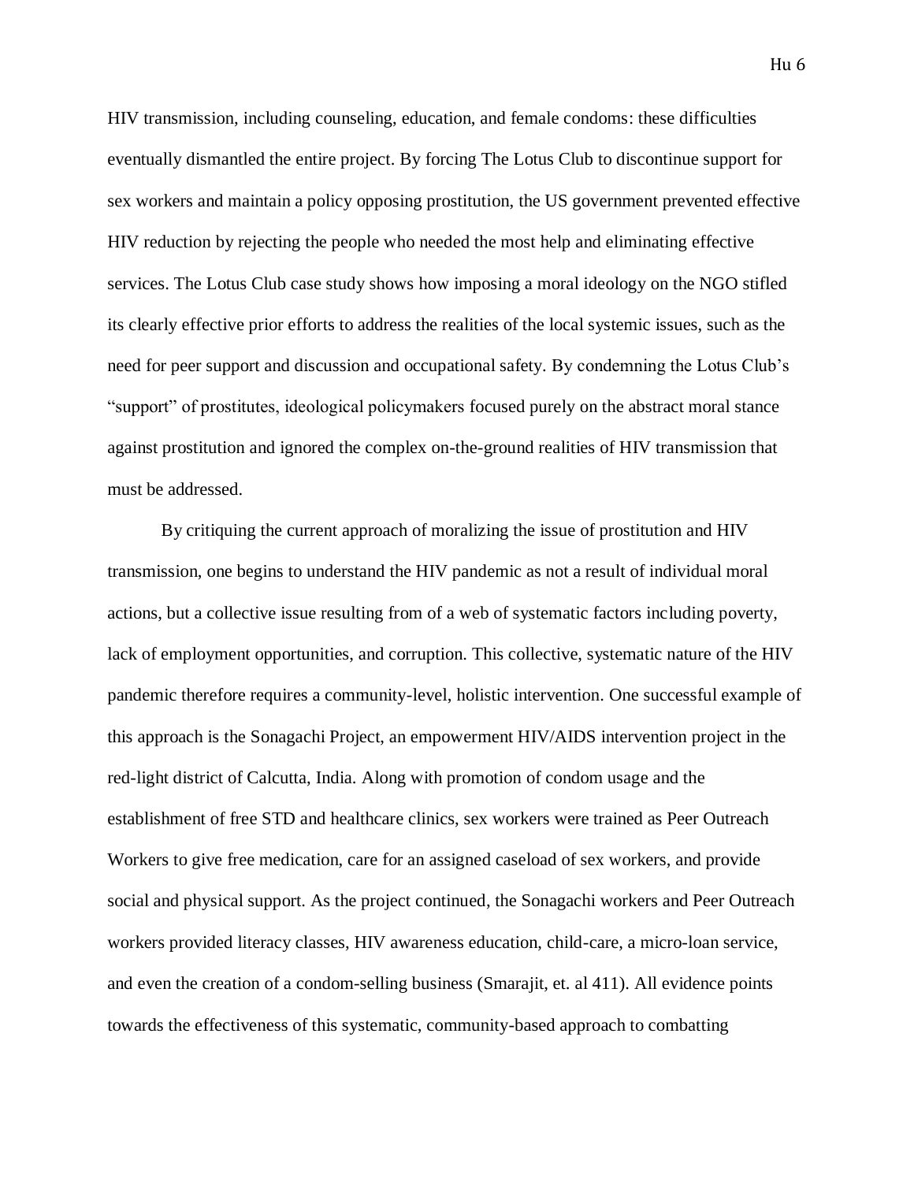HIV transmission, including counseling, education, and female condoms: these difficulties eventually dismantled the entire project. By forcing The Lotus Club to discontinue support for sex workers and maintain a policy opposing prostitution, the US government prevented effective HIV reduction by rejecting the people who needed the most help and eliminating effective services. The Lotus Club case study shows how imposing a moral ideology on the NGO stifled its clearly effective prior efforts to address the realities of the local systemic issues, such as the need for peer support and discussion and occupational safety. By condemning the Lotus Club's "support" of prostitutes, ideological policymakers focused purely on the abstract moral stance against prostitution and ignored the complex on-the-ground realities of HIV transmission that must be addressed.

By critiquing the current approach of moralizing the issue of prostitution and HIV transmission, one begins to understand the HIV pandemic as not a result of individual moral actions, but a collective issue resulting from of a web of systematic factors including poverty, lack of employment opportunities, and corruption. This collective, systematic nature of the HIV pandemic therefore requires a community-level, holistic intervention. One successful example of this approach is the Sonagachi Project, an empowerment HIV/AIDS intervention project in the red-light district of Calcutta, India. Along with promotion of condom usage and the establishment of free STD and healthcare clinics, sex workers were trained as Peer Outreach Workers to give free medication, care for an assigned caseload of sex workers, and provide social and physical support. As the project continued, the Sonagachi workers and Peer Outreach workers provided literacy classes, HIV awareness education, child-care, a micro-loan service, and even the creation of a condom-selling business (Smarajit, et. al 411). All evidence points towards the effectiveness of this systematic, community-based approach to combatting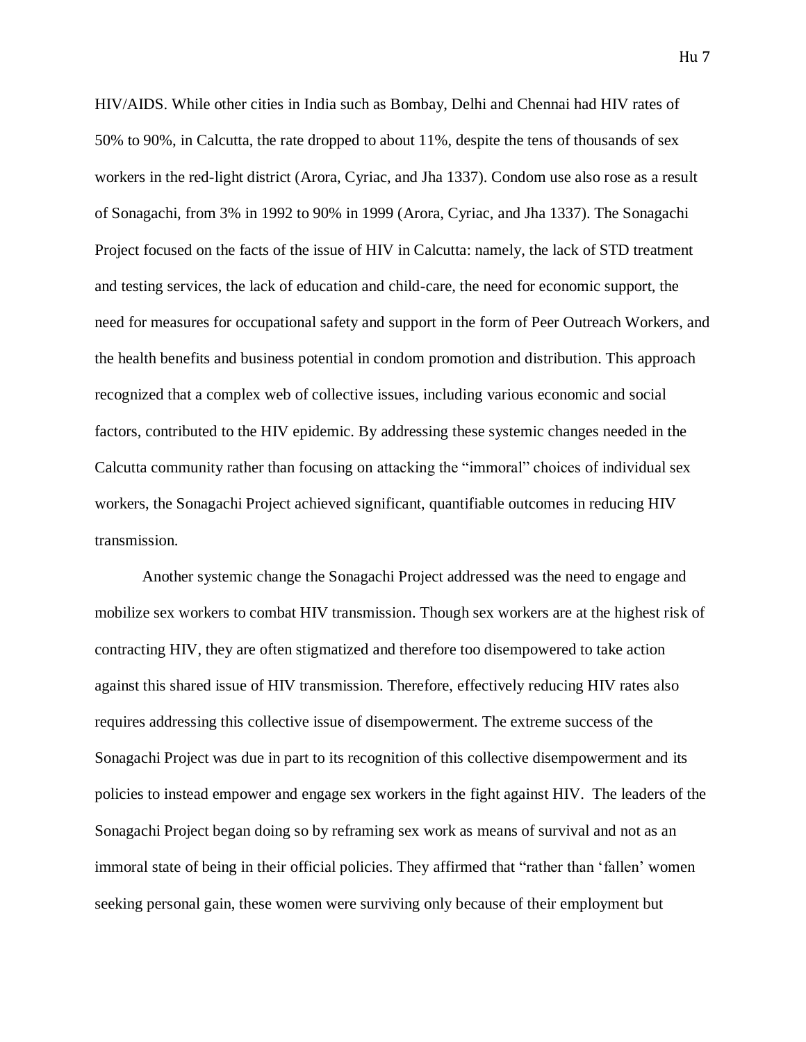HIV/AIDS. While other cities in India such as Bombay, Delhi and Chennai had HIV rates of 50% to 90%, in Calcutta, the rate dropped to about 11%, despite the tens of thousands of sex workers in the red-light district (Arora, Cyriac, and Jha 1337). Condom use also rose as a result of Sonagachi, from 3% in 1992 to 90% in 1999 (Arora, Cyriac, and Jha 1337). The Sonagachi Project focused on the facts of the issue of HIV in Calcutta: namely, the lack of STD treatment and testing services, the lack of education and child-care, the need for economic support, the need for measures for occupational safety and support in the form of Peer Outreach Workers, and the health benefits and business potential in condom promotion and distribution. This approach recognized that a complex web of collective issues, including various economic and social factors, contributed to the HIV epidemic. By addressing these systemic changes needed in the Calcutta community rather than focusing on attacking the "immoral" choices of individual sex workers, the Sonagachi Project achieved significant, quantifiable outcomes in reducing HIV transmission.

Another systemic change the Sonagachi Project addressed was the need to engage and mobilize sex workers to combat HIV transmission. Though sex workers are at the highest risk of contracting HIV, they are often stigmatized and therefore too disempowered to take action against this shared issue of HIV transmission. Therefore, effectively reducing HIV rates also requires addressing this collective issue of disempowerment. The extreme success of the Sonagachi Project was due in part to its recognition of this collective disempowerment and its policies to instead empower and engage sex workers in the fight against HIV. The leaders of the Sonagachi Project began doing so by reframing sex work as means of survival and not as an immoral state of being in their official policies. They affirmed that "rather than 'fallen' women seeking personal gain, these women were surviving only because of their employment but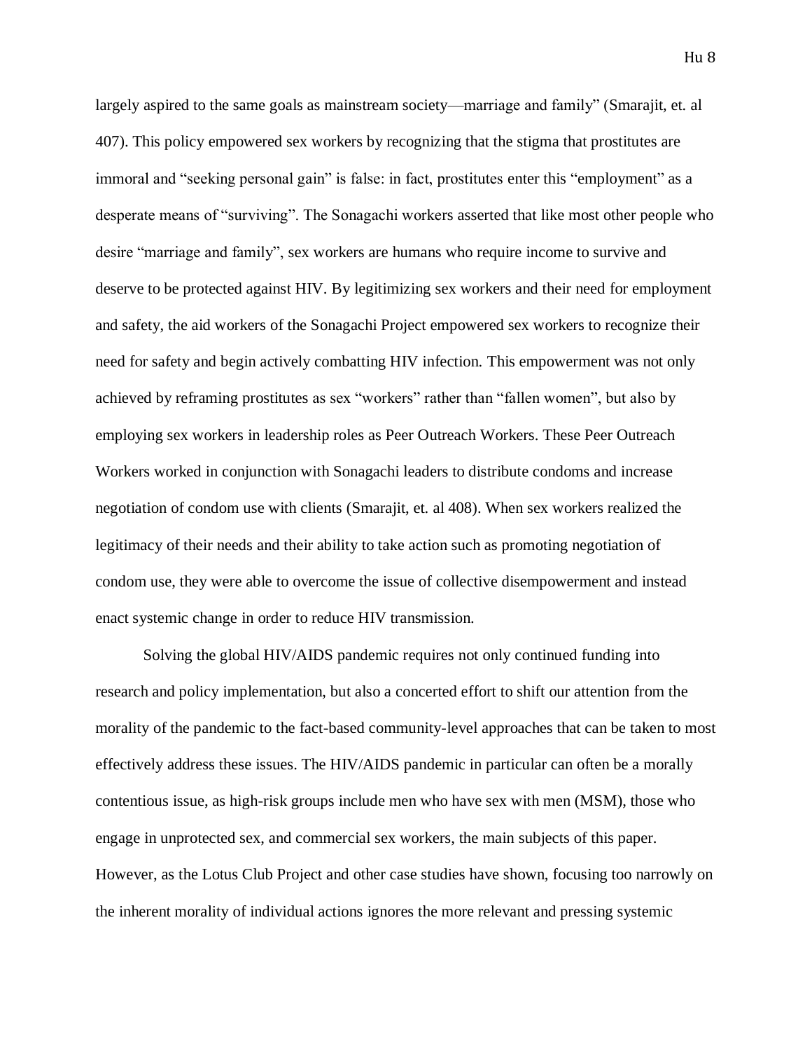largely aspired to the same goals as mainstream society—marriage and family" (Smarajit, et. al 407). This policy empowered sex workers by recognizing that the stigma that prostitutes are immoral and "seeking personal gain" is false: in fact, prostitutes enter this "employment" as a desperate means of "surviving". The Sonagachi workers asserted that like most other people who desire "marriage and family", sex workers are humans who require income to survive and deserve to be protected against HIV. By legitimizing sex workers and their need for employment and safety, the aid workers of the Sonagachi Project empowered sex workers to recognize their need for safety and begin actively combatting HIV infection. This empowerment was not only achieved by reframing prostitutes as sex "workers" rather than "fallen women", but also by employing sex workers in leadership roles as Peer Outreach Workers. These Peer Outreach Workers worked in conjunction with Sonagachi leaders to distribute condoms and increase negotiation of condom use with clients (Smarajit, et. al 408). When sex workers realized the legitimacy of their needs and their ability to take action such as promoting negotiation of condom use, they were able to overcome the issue of collective disempowerment and instead enact systemic change in order to reduce HIV transmission.

Solving the global HIV/AIDS pandemic requires not only continued funding into research and policy implementation, but also a concerted effort to shift our attention from the morality of the pandemic to the fact-based community-level approaches that can be taken to most effectively address these issues. The HIV/AIDS pandemic in particular can often be a morally contentious issue, as high-risk groups include men who have sex with men (MSM), those who engage in unprotected sex, and commercial sex workers, the main subjects of this paper. However, as the Lotus Club Project and other case studies have shown, focusing too narrowly on the inherent morality of individual actions ignores the more relevant and pressing systemic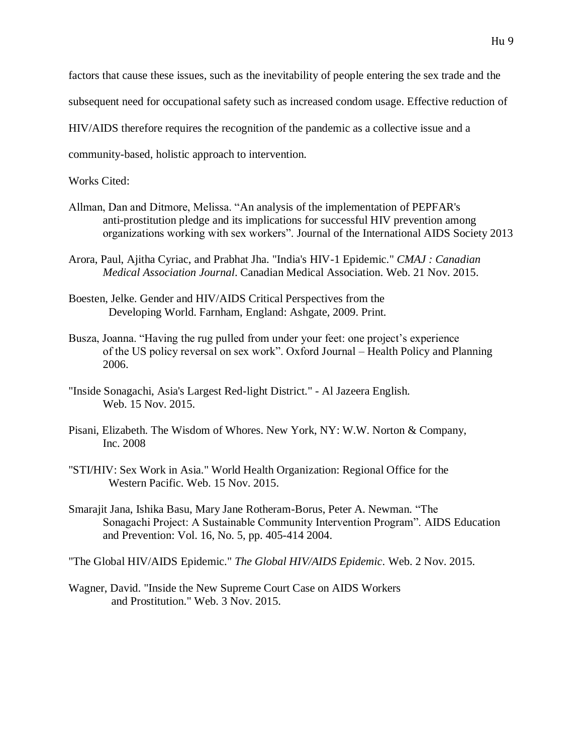factors that cause these issues, such as the inevitability of people entering the sex trade and the subsequent need for occupational safety such as increased condom usage. Effective reduction of HIV/AIDS therefore requires the recognition of the pandemic as a collective issue and a community-based, holistic approach to intervention.

Works Cited:

Allman, Dan and Ditmore, Melissa. "An analysis of the implementation of PEPFAR's anti-prostitution pledge and its implications for successful HIV prevention among organizations working with sex workers". Journal of the International AIDS Society 2013

Arora, Paul, Ajitha Cyriac, and Prabhat Jha. "India's HIV-1 Epidemic." *CMAJ : Canadian Medical Association Journal*. Canadian Medical Association. Web. 21 Nov. 2015.

Boesten, Jelke. Gender and HIV/AIDS Critical Perspectives from the Developing World. Farnham, England: Ashgate, 2009. Print.

Busza, Joanna. "Having the rug pulled from under your feet: one project's experience of the US policy reversal on sex work". Oxford Journal – Health Policy and Planning 2006.

"Inside Sonagachi, Asia's Largest Red-light District." - Al Jazeera English. Web. 15 Nov. 2015.

Pisani, Elizabeth. The Wisdom of Whores. New York, NY: W.W. Norton & Company, Inc. 2008

"STI/HIV: Sex Work in Asia." World Health Organization: Regional Office for the Western Pacific. Web. 15 Nov. 2015.

Smarajit Jana, Ishika Basu, Mary Jane Rotheram-Borus, Peter A. Newman. "The Sonagachi Project: A Sustainable Community Intervention Program". AIDS Education and Prevention: Vol. 16, No. 5, pp. 405-414 2004.

"The Global HIV/AIDS Epidemic." *The Global HIV/AIDS Epidemic*. Web. 2 Nov. 2015.

Wagner, David. "Inside the New Supreme Court Case on AIDS Workers and Prostitution." Web. 3 Nov. 2015.